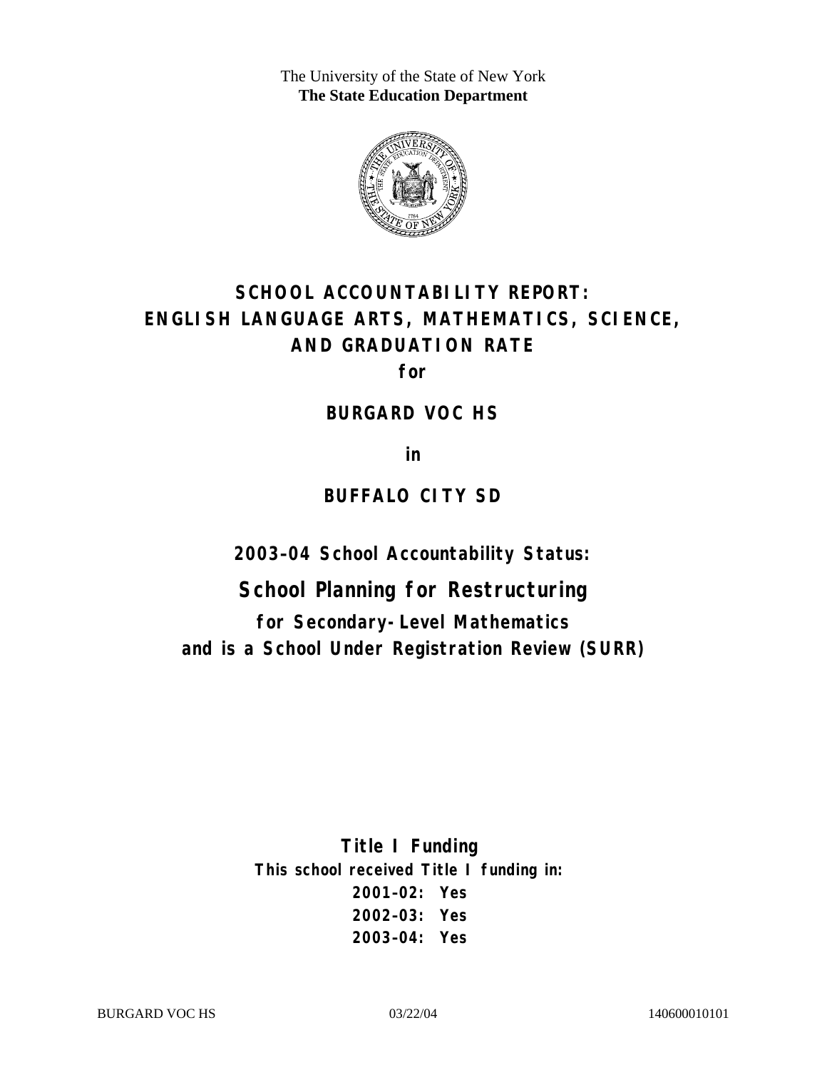The University of the State of New York
**The State Education Department**

# SCHOOL ACCOUNTABILITY REPORT: ENGLISH LANGUAGE ARTS, MATHEMATICS, SCIENCE, AND GRADUATION RATE

**for**

## BURGARD VOC HS

**in**

## BUFFALO CITY SD

### 2003–04 School Accountability Status:

## School Planning for Restructuring

### for Secondary-Level Mathematics and is a School Under Registration Review (SURR)

**Title I Funding**

**This school received Title I funding in:**

**2001–02: Yes**

**2002–03: Yes**

**2003–04: Yes**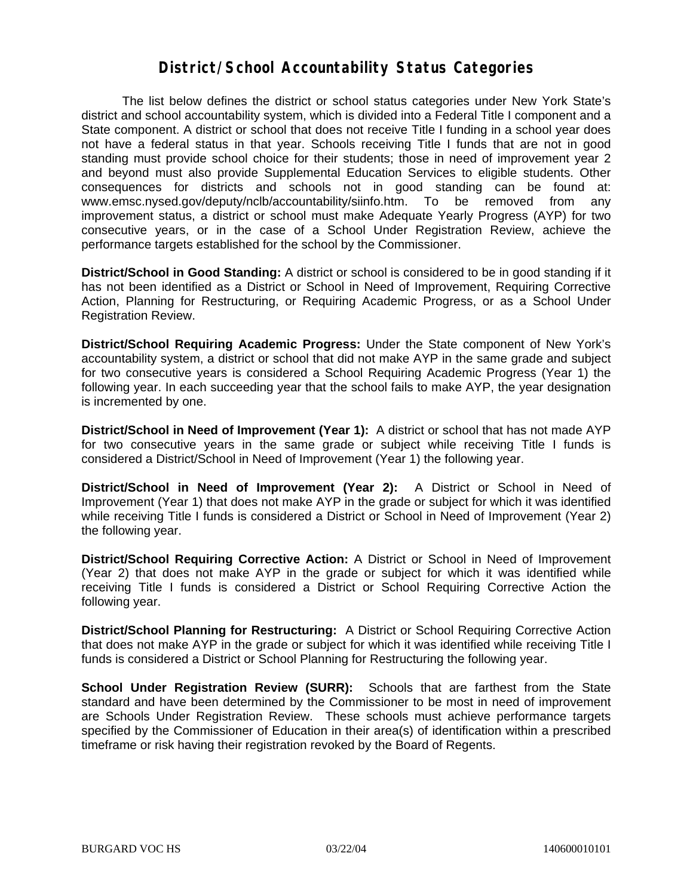# District/School Accountability Status Categories

The list below defines the district or school status categories under New York State's district and school accountability system, which is divided into a Federal Title I component and a State component. A district or school that does not receive Title I funding in a school year does not have a federal status in that year. Schools receiving Title I funds that are not in good standing must provide school choice for their students; those in need of improvement year 2 and beyond must also provide Supplemental Education Services to eligible students. Other consequences for districts and schools not in good standing can be found at: www.emsc.nysed.gov/deputy/nclb/accountability/siinfo.htm. To be removed from any improvement status, a district or school must make Adequate Yearly Progress (AYP) for two consecutive years, or in the case of a School Under Registration Review, achieve the performance targets established for the school by the Commissioner.

**District/School in Good Standing:** A district or school is considered to be in good standing if it has not been identified as a District or School in Need of Improvement, Requiring Corrective Action, Planning for Restructuring, or Requiring Academic Progress, or as a School Under Registration Review.

**District/School Requiring Academic Progress:** Under the State component of New York's accountability system, a district or school that did not make AYP in the same grade and subject for two consecutive years is considered a School Requiring Academic Progress (Year 1) the following year. In each succeeding year that the school fails to make AYP, the year designation is incremented by one.

**District/School in Need of Improvement (Year 1):** A district or school that has not made AYP for two consecutive years in the same grade or subject while receiving Title I funds is considered a District/School in Need of Improvement (Year 1) the following year.

**District/School in Need of Improvement (Year 2):** A District or School in Need of Improvement (Year 1) that does not make AYP in the grade or subject for which it was identified while receiving Title I funds is considered a District or School in Need of Improvement (Year 2) the following year.

**District/School Requiring Corrective Action:** A District or School in Need of Improvement (Year 2) that does not make AYP in the grade or subject for which it was identified while receiving Title I funds is considered a District or School Requiring Corrective Action the following year.

**District/School Planning for Restructuring:** A District or School Requiring Corrective Action that does not make AYP in the grade or subject for which it was identified while receiving Title I funds is considered a District or School Planning for Restructuring the following year.

**School Under Registration Review (SURR):** Schools that are farthest from the State standard and have been determined by the Commissioner to be most in need of improvement are Schools Under Registration Review. These schools must achieve performance targets specified by the Commissioner of Education in their area(s) of identification within a prescribed timeframe or risk having their registration revoked by the Board of Regents.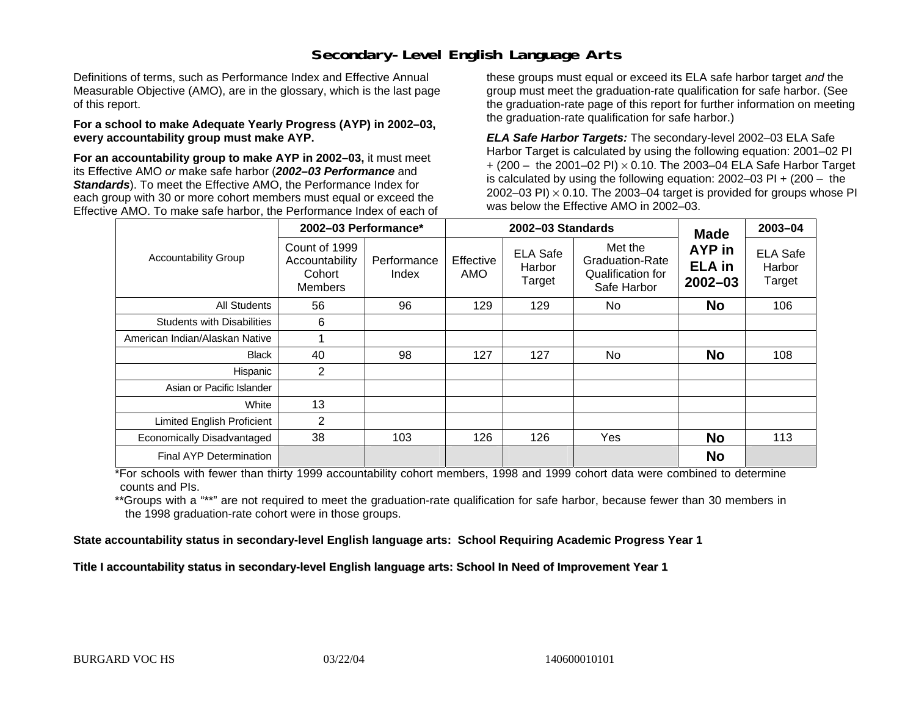## Secondary-Level English Language Arts

Definitions of terms, such as Performance Index and Effective Annual Measurable Objective (AMO), are in the glossary, which is the last page of this report.

**For a school to make Adequate Yearly Progress (AYP) in 2002–03, every accountability group must make AYP.**

**For an accountability group to make AYP in 2002–03,** it must meet its Effective AMO *or* make safe harbor (***2002–03 Performance*** and ***Standards***). To meet the Effective AMO, the Performance Index for each group with 30 or more cohort members must equal or exceed the Effective AMO. To make safe harbor, the Performance Index of each of these groups must equal or exceed its ELA safe harbor target *and* the group must meet the graduation-rate qualification for safe harbor. (See the graduation-rate page of this report for further information on meeting the graduation-rate qualification for safe harbor.)

***ELA Safe Harbor Targets:*** The secondary-level 2002–03 ELA Safe Harbor Target is calculated by using the following equation: 2001–02 PI + (200 – the 2001–02 PI) $\times$ 0.10. The 2003–04 ELA Safe Harbor Target is calculated by using the following equation: 2002–03 PI + (200 – the 2002–03 PI) $\times$ 0.10. The 2003–04 target is provided for groups whose PI was below the Effective AMO in 2002–03.

| Accountability Group | 2002–03 Performance* | | 2002–03 Standards | | | Made AYP in ELA in 2002–03 | 2003–04 |
|---|---|---|---|---|---|---|---|
| | Count of 1999 Accountability Cohort Members | Performance Index | Effective AMO | ELA Safe Harbor Target | Met the Graduation-Rate Qualification for Safe Harbor | | ELA Safe Harbor Target |
| All Students | 56 | 96 | 129 | 129 | No | **No** | 106 |
| Students with Disabilities | 6 | | | | | | |
| American Indian/Alaskan Native | 1 | | | | | | |
| Black | 40 | 98 | 127 | 127 | No | **No** | 108 |
| Hispanic | 2 | | | | | | |
| Asian or Pacific Islander | | | | | | | |
| White | 13 | | | | | | |
| Limited English Proficient | 2 | | | | | | |
| Economically Disadvantaged | 38 | 103 | 126 | 126 | Yes | **No** | 113 |
| Final AYP Determination | | | | | | **No** | |

*For schools with fewer than thirty 1999 accountability cohort members, 1998 and 1999 cohort data were combined to determine counts and PIs.

**Groups with a "**" are not required to meet the graduation-rate qualification for safe harbor, because fewer than 30 members in the 1998 graduation-rate cohort were in those groups.

**State accountability status in secondary-level English language arts: School Requiring Academic Progress Year 1**

**Title I accountability status in secondary-level English language arts: School In Need of Improvement Year 1**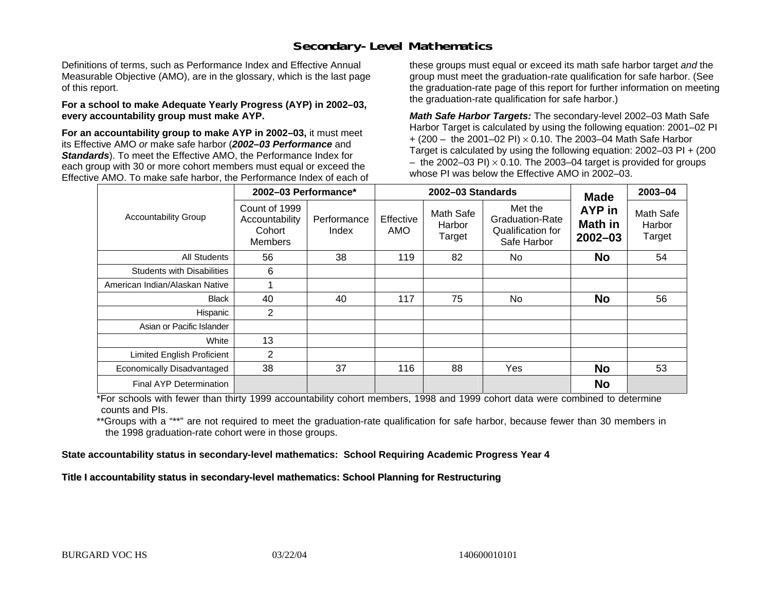# Secondary-Level Mathematics

Definitions of terms, such as Performance Index and Effective Annual Measurable Objective (AMO), are in the glossary, which is the last page of this report.

**For a school to make Adequate Yearly Progress (AYP) in 2002–03, every accountability group must make AYP.**

**For an accountability group to make AYP in 2002–03,** it must meet its Effective AMO *or* make safe harbor (***2002–03 Performance*** and ***Standards***). To meet the Effective AMO, the Performance Index for each group with 30 or more cohort members must equal or exceed the Effective AMO. To make safe harbor, the Performance Index of each of these groups must equal or exceed its math safe harbor target *and* the group must meet the graduation-rate qualification for safe harbor. (See the graduation-rate page of this report for further information on meeting the graduation-rate qualification for safe harbor.)

***Math Safe Harbor Targets:*** The secondary-level 2002–03 Math Safe Harbor Target is calculated by using the following equation: 2001–02 PI + (200 – the 2001–02 PI) × 0.10. The 2003–04 Math Safe Harbor Target is calculated by using the following equation: 2002–03 PI + (200 – the 2002–03 PI) × 0.10. The 2003–04 target is provided for groups whose PI was below the Effective AMO in 2002–03.

| Accountability Group | 2002–03 Performance* | | 2002–03 Standards | | | Made AYP in Math in 2002–03 | 2003–04 |
|---|---|---|---|---|---|---|---|
| | Count of 1999 Accountability Cohort Members | Performance Index | Effective AMO | Math Safe Harbor Target | Met the Graduation-Rate Qualification for Safe Harbor | | Math Safe Harbor Target |
| All Students | 56 | 38 | 119 | 82 | No | **No** | 54 |
| Students with Disabilities | 6 | | | | | | |
| American Indian/Alaskan Native | 1 | | | | | | |
| Black | 40 | 40 | 117 | 75 | No | **No** | 56 |
| Hispanic | 2 | | | | | | |
| Asian or Pacific Islander | | | | | | | |
| White | 13 | | | | | | |
| Limited English Proficient | 2 | | | | | | |
| Economically Disadvantaged | 38 | 37 | 116 | 88 | Yes | **No** | 53 |
| Final AYP Determination | | | | | | **No** | |

*For schools with fewer than thirty 1999 accountability cohort members, 1998 and 1999 cohort data were combined to determine counts and PIs.

**Groups with a "**" are not required to meet the graduation-rate qualification for safe harbor, because fewer than 30 members in the 1998 graduation-rate cohort were in those groups.

**State accountability status in secondary-level mathematics: School Requiring Academic Progress Year 4**

**Title I accountability status in secondary-level mathematics: School Planning for Restructuring**

BURGARD VOC HS 03/22/04 140600010101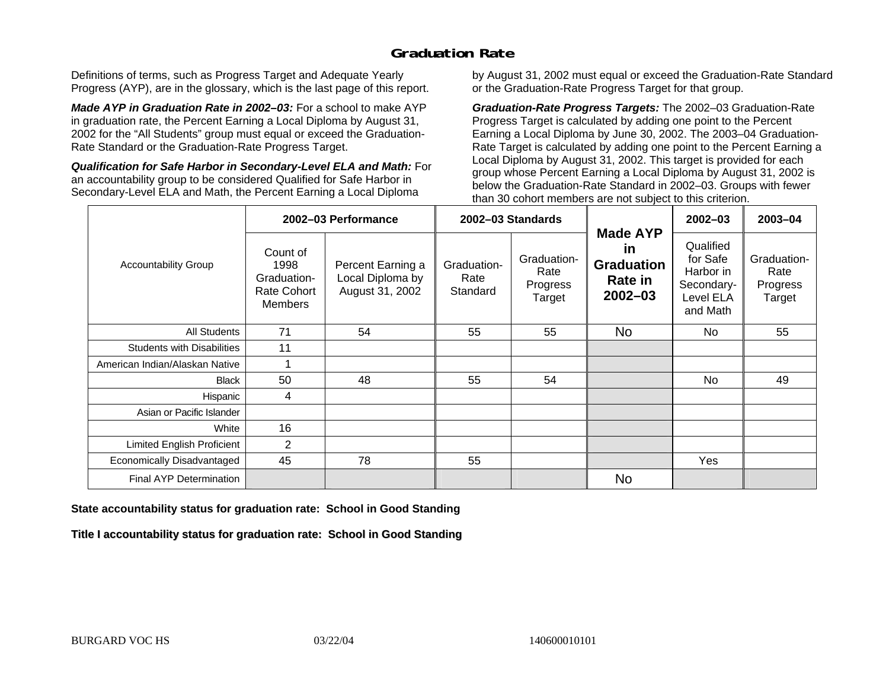## Graduation Rate

Definitions of terms, such as Progress Target and Adequate Yearly Progress (AYP), are in the glossary, which is the last page of this report.

***Made AYP in Graduation Rate in 2002–03:*** For a school to make AYP in graduation rate, the Percent Earning a Local Diploma by August 31, 2002 for the "All Students" group must equal or exceed the Graduation-Rate Standard or the Graduation-Rate Progress Target.

***Qualification for Safe Harbor in Secondary-Level ELA and Math:*** For an accountability group to be considered Qualified for Safe Harbor in Secondary-Level ELA and Math, the Percent Earning a Local Diploma by August 31, 2002 must equal or exceed the Graduation-Rate Standard or the Graduation-Rate Progress Target for that group.

***Graduation-Rate Progress Targets:*** The 2002–03 Graduation-Rate Progress Target is calculated by adding one point to the Percent Earning a Local Diploma by June 30, 2002. The 2003–04 Graduation-Rate Target is calculated by adding one point to the Percent Earning a Local Diploma by August 31, 2002. This target is provided for each group whose Percent Earning a Local Diploma by August 31, 2002 is below the Graduation-Rate Standard in 2002–03. Groups with fewer than 30 cohort members are not subject to this criterion.

| Accountability Group | 2002–03 Performance | | 2002–03 Standards | | Made AYP in Graduation Rate in 2002–03 | 2002–03 | 2003–04 |
|---|---|---|---|---|---|---|---|
| | Count of 1998 Graduation-Rate Cohort Members | Percent Earning a Local Diploma by August 31, 2002 | Graduation-Rate Standard | Graduation-Rate Progress Target | | Qualified for Safe Harbor in Secondary-Level ELA and Math | Graduation-Rate Progress Target |
| All Students | 71 | 54 | 55 | 55 | No | No | 55 |
| Students with Disabilities | 11 | | | | | | |
| American Indian/Alaskan Native | 1 | | | | | | |
| Black | 50 | 48 | 55 | 54 | | No | 49 |
| Hispanic | 4 | | | | | | |
| Asian or Pacific Islander | | | | | | | |
| White | 16 | | | | | | |
| Limited English Proficient | 2 | | | | | | |
| Economically Disadvantaged | 45 | 78 | 55 | | | Yes | |
| Final AYP Determination | | | | | No | | |

**State accountability status for graduation rate: School in Good Standing**

**Title I accountability status for graduation rate: School in Good Standing**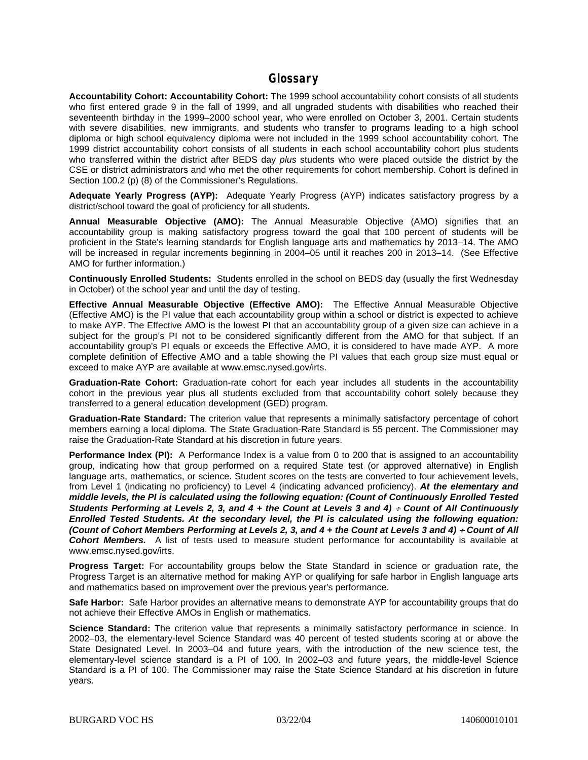## Glossary

**Accountability Cohort: Accountability Cohort:** The 1999 school accountability cohort consists of all students who first entered grade 9 in the fall of 1999, and all ungraded students with disabilities who reached their seventeenth birthday in the 1999–2000 school year, who were enrolled on October 3, 2001. Certain students with severe disabilities, new immigrants, and students who transfer to programs leading to a high school diploma or high school equivalency diploma were not included in the 1999 school accountability cohort. The 1999 district accountability cohort consists of all students in each school accountability cohort plus students who transferred within the district after BEDS day *plus* students who were placed outside the district by the CSE or district administrators and who met the other requirements for cohort membership. Cohort is defined in Section 100.2 (p) (8) of the Commissioner's Regulations.

**Adequate Yearly Progress (AYP):** Adequate Yearly Progress (AYP) indicates satisfactory progress by a district/school toward the goal of proficiency for all students.

**Annual Measurable Objective (AMO):** The Annual Measurable Objective (AMO) signifies that an accountability group is making satisfactory progress toward the goal that 100 percent of students will be proficient in the State's learning standards for English language arts and mathematics by 2013–14. The AMO will be increased in regular increments beginning in 2004–05 until it reaches 200 in 2013–14. (See Effective AMO for further information.)

**Continuously Enrolled Students:** Students enrolled in the school on BEDS day (usually the first Wednesday in October) of the school year and until the day of testing.

**Effective Annual Measurable Objective (Effective AMO):** The Effective Annual Measurable Objective (Effective AMO) is the PI value that each accountability group within a school or district is expected to achieve to make AYP. The Effective AMO is the lowest PI that an accountability group of a given size can achieve in a subject for the group's PI not to be considered significantly different from the AMO for that subject. If an accountability group's PI equals or exceeds the Effective AMO, it is considered to have made AYP. A more complete definition of Effective AMO and a table showing the PI values that each group size must equal or exceed to make AYP are available at www.emsc.nysed.gov/irts.

**Graduation-Rate Cohort:** Graduation-rate cohort for each year includes all students in the accountability cohort in the previous year plus all students excluded from that accountability cohort solely because they transferred to a general education development (GED) program.

**Graduation-Rate Standard:** The criterion value that represents a minimally satisfactory percentage of cohort members earning a local diploma. The State Graduation-Rate Standard is 55 percent. The Commissioner may raise the Graduation-Rate Standard at his discretion in future years.

**Performance Index (PI):** A Performance Index is a value from 0 to 200 that is assigned to an accountability group, indicating how that group performed on a required State test (or approved alternative) in English language arts, mathematics, or science. Student scores on the tests are converted to four achievement levels, from Level 1 (indicating no proficiency) to Level 4 (indicating advanced proficiency). ***At the elementary and middle levels, the PI is calculated using the following equation: (Count of Continuously Enrolled Tested Students Performing at Levels 2, 3, and 4 + the Count at Levels 3 and 4) ÷ Count of All Continuously Enrolled Tested Students. At the secondary level, the PI is calculated using the following equation: (Count of Cohort Members Performing at Levels 2, 3, and 4 + the Count at Levels 3 and 4) ÷ Count of All Cohort Members.*** A list of tests used to measure student performance for accountability is available at www.emsc.nysed.gov/irts.

**Progress Target:** For accountability groups below the State Standard in science or graduation rate, the Progress Target is an alternative method for making AYP or qualifying for safe harbor in English language arts and mathematics based on improvement over the previous year's performance.

**Safe Harbor:** Safe Harbor provides an alternative means to demonstrate AYP for accountability groups that do not achieve their Effective AMOs in English or mathematics.

**Science Standard:** The criterion value that represents a minimally satisfactory performance in science. In 2002–03, the elementary-level Science Standard was 40 percent of tested students scoring at or above the State Designated Level. In 2003–04 and future years, with the introduction of the new science test, the elementary-level science standard is a PI of 100. In 2002–03 and future years, the middle-level Science Standard is a PI of 100. The Commissioner may raise the State Science Standard at his discretion in future years.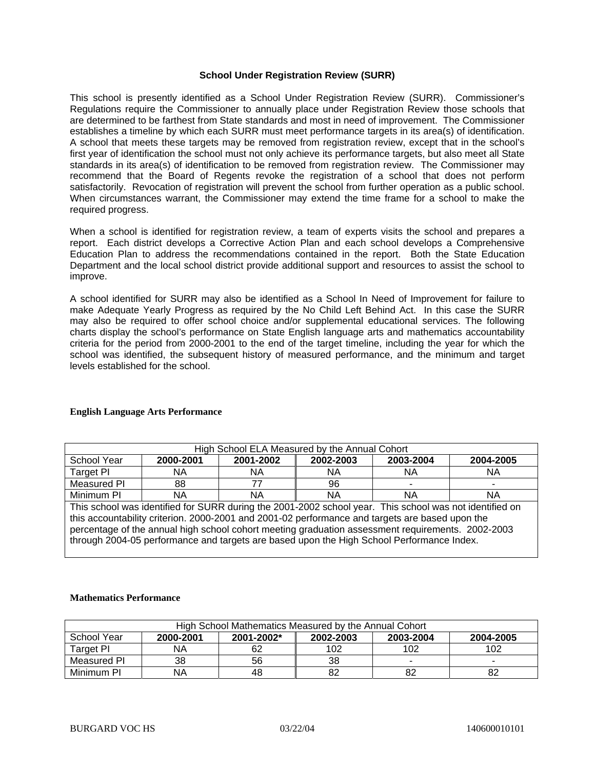### School Under Registration Review (SURR)

This school is presently identified as a School Under Registration Review (SURR). Commissioner's Regulations require the Commissioner to annually place under Registration Review those schools that are determined to be farthest from State standards and most in need of improvement. The Commissioner establishes a timeline by which each SURR must meet performance targets in its area(s) of identification. A school that meets these targets may be removed from registration review, except that in the school's first year of identification the school must not only achieve its performance targets, but also meet all State standards in its area(s) of identification to be removed from registration review. The Commissioner may recommend that the Board of Regents revoke the registration of a school that does not perform satisfactorily. Revocation of registration will prevent the school from further operation as a public school. When circumstances warrant, the Commissioner may extend the time frame for a school to make the required progress.

When a school is identified for registration review, a team of experts visits the school and prepares a report. Each district develops a Corrective Action Plan and each school develops a Comprehensive Education Plan to address the recommendations contained in the report. Both the State Education Department and the local school district provide additional support and resources to assist the school to improve.

A school identified for SURR may also be identified as a School In Need of Improvement for failure to make Adequate Yearly Progress as required by the No Child Left Behind Act. In this case the SURR may also be required to offer school choice and/or supplemental educational services. The following charts display the school's performance on State English language arts and mathematics accountability criteria for the period from 2000-2001 to the end of the target timeline, including the year for which the school was identified, the subsequent history of measured performance, and the minimum and target levels established for the school.

#### English Language Arts Performance

| High School ELA Measured by the Annual Cohort | | | | | |
|---|---|---|---|---|---|
| School Year | **2000-2001** | **2001-2002** | **2002-2003** | **2003-2004** | **2004-2005** |
| Target PI | NA | NA | NA | NA | NA |
| Measured PI | 88 | 77 | 96 | - | - |
| Minimum PI | NA | NA | NA | NA | NA |
| This school was identified for SURR during the 2001-2002 school year. This school was not identified on this accountability criterion. 2000-2001 and 2001-02 performance and targets are based upon the percentage of the annual high school cohort meeting graduation assessment requirements. 2002-2003 through 2004-05 performance and targets are based upon the High School Performance Index. | | | | | |

#### Mathematics Performance

| High School Mathematics Measured by the Annual Cohort | | | | | |
|---|---|---|---|---|---|
| School Year | **2000-2001** | **2001-2002*** | **2002-2003** | **2003-2004** | **2004-2005** |
| Target PI | NA | 62 | 102 | 102 | 102 |
| Measured PI | 38 | 56 | 38 | - | - |
| Minimum PI | NA | 48 | 82 | 82 | 82 |

BURGARD VOC HS 03/22/04 140600010101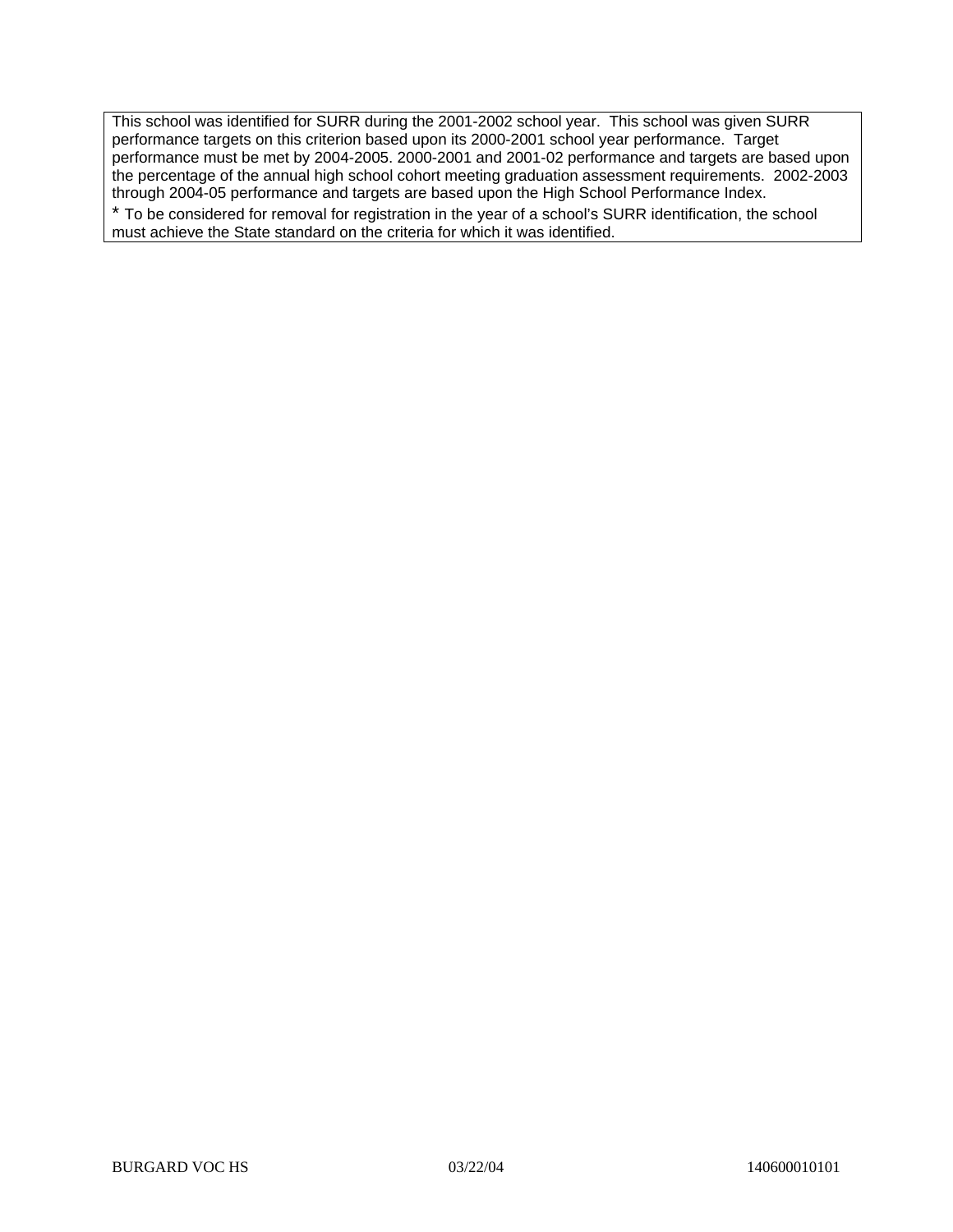This school was identified for SURR during the 2001-2002 school year. This school was given SURR performance targets on this criterion based upon its 2000-2001 school year performance. Target performance must be met by 2004-2005. 2000-2001 and 2001-02 performance and targets are based upon the percentage of the annual high school cohort meeting graduation assessment requirements. 2002-2003 through 2004-05 performance and targets are based upon the High School Performance Index.

* To be considered for removal for registration in the year of a school's SURR identification, the school must achieve the State standard on the criteria for which it was identified.